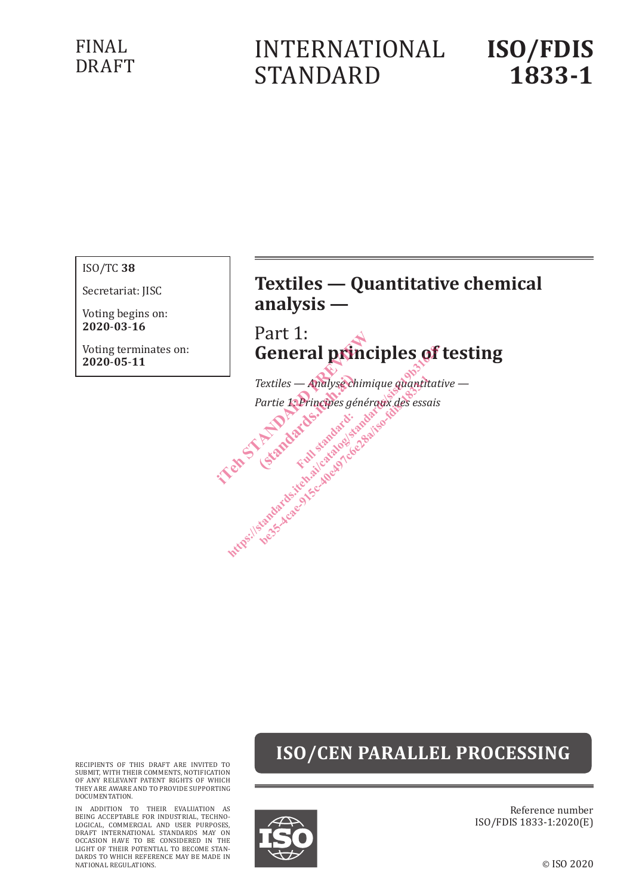FINAL DRAFT

# INTERNATIONAL STANDARD

# ISO/FDIS 1833-1

ISO/TC **38**

Secretariat: JISC

Voting begins on:
**2020-03-16**

Voting terminates on:
**2020-05-11**

## Textiles — Quantitative chemical analysis —

## Part 1:
## General principles of testing

*Textiles — Analyse chimique quantitative —*

*Partie 1: Principes généraux des essais*

**ISO/CEN PARALLEL PROCESSING**

RECIPIENTS OF THIS DRAFT ARE INVITED TO SUBMIT, WITH THEIR COMMENTS, NOTIFICATION OF ANY RELEVANT PATENT RIGHTS OF WHICH THEY ARE AWARE AND TO PROVIDE SUPPORTING DOCUMENTATION.

IN ADDITION TO THEIR EVALUATION AS BEING ACCEPTABLE FOR INDUSTRIAL, TECHNOLOGICAL, COMMERCIAL AND USER PURPOSES, DRAFT INTERNATIONAL STANDARDS MAY ON OCCASION HAVE TO BE CONSIDERED IN THE LIGHT OF THEIR POTENTIAL TO BECOME STANDARDS TO WHICH REFERENCE MAY BE MADE IN NATIONAL REGULATIONS.

Reference number
ISO/FDIS 1833-1:2020(E)

© ISO 2020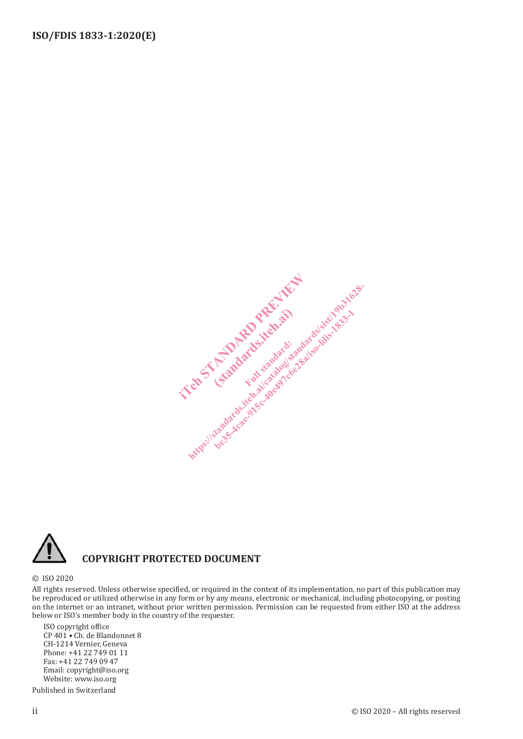**COPYRIGHT PROTECTED DOCUMENT**

© ISO 2020

All rights reserved. Unless otherwise specified, or required in the context of its implementation, no part of this publication may be reproduced or utilized otherwise in any form or by any means, electronic or mechanical, including photocopying, or posting on the internet or an intranet, without prior written permission. Permission can be requested from either ISO at the address below or ISO's member body in the country of the requester.

ISO copyright office
CP 401 • Ch. de Blandonnet 8
CH-1214 Vernier, Geneva
Phone: +41 22 749 01 11
Fax: +41 22 749 09 47
Email: copyright@iso.org
Website: www.iso.org

Published in Switzerland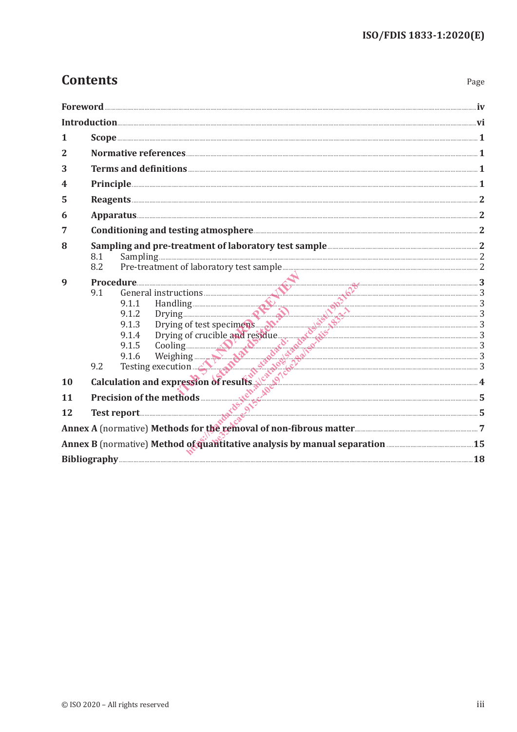# Contents

| | | Page |
|---|---|---|
| **Foreword** | | **iv** |
| **Introduction** | | **vi** |
| **1** | **Scope** | **1** |
| **2** | **Normative references** | **1** |
| **3** | **Terms and definitions** | **1** |
| **4** | **Principle** | **1** |
| **5** | **Reagents** | **2** |
| **6** | **Apparatus** | **2** |
| **7** | **Conditioning and testing atmosphere** | **2** |
| **8** | **Sampling and pre-treatment of laboratory test sample** | **2** |
| | 8.1 Sampling | 2 |
| | 8.2 Pre-treatment of laboratory test sample | 2 |
| **9** | **Procedure** | **3** |
| | 9.1 General instructions | 3 |
| | 9.1.1 Handling | 3 |
| | 9.1.2 Drying | 3 |
| | 9.1.3 Drying of test specimens | 3 |
| | 9.1.4 Drying of crucible and residue | 3 |
| | 9.1.5 Cooling | 3 |
| | 9.1.6 Weighing | 3 |
| | 9.2 Testing execution | 3 |
| **10** | **Calculation and expression of results** | **4** |
| **11** | **Precision of the methods** | **5** |
| **12** | **Test report** | **5** |
| **Annex A** (normative) **Methods for the removal of non-fibrous matter** | | **7** |
| **Annex B** (normative) **Method of quantitative analysis by manual separation** | | **15** |
| **Bibliography** | | **18** |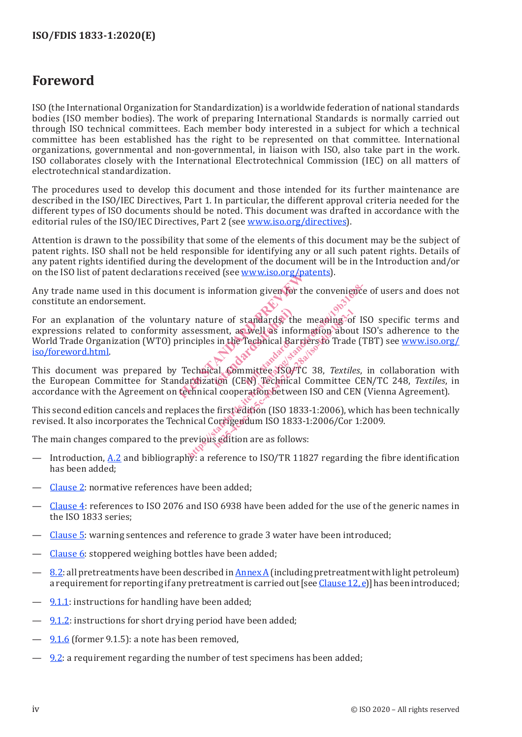# Foreword

ISO (the International Organization for Standardization) is a worldwide federation of national standards bodies (ISO member bodies). The work of preparing International Standards is normally carried out through ISO technical committees. Each member body interested in a subject for which a technical committee has been established has the right to be represented on that committee. International organizations, governmental and non-governmental, in liaison with ISO, also take part in the work. ISO collaborates closely with the International Electrotechnical Commission (IEC) on all matters of electrotechnical standardization.

The procedures used to develop this document and those intended for its further maintenance are described in the ISO/IEC Directives, Part 1. In particular, the different approval criteria needed for the different types of ISO documents should be noted. This document was drafted in accordance with the editorial rules of the ISO/IEC Directives, Part 2 (see www.iso.org/directives).

Attention is drawn to the possibility that some of the elements of this document may be the subject of patent rights. ISO shall not be held responsible for identifying any or all such patent rights. Details of any patent rights identified during the development of the document will be in the Introduction and/or on the ISO list of patent declarations received (see www.iso.org/patents).

Any trade name used in this document is information given for the convenience of users and does not constitute an endorsement.

For an explanation of the voluntary nature of standards, the meaning of ISO specific terms and expressions related to conformity assessment, as well as information about ISO's adherence to the World Trade Organization (WTO) principles in the Technical Barriers to Trade (TBT) see www.iso.org/iso/foreword.html.

This document was prepared by Technical Committee ISO/TC 38, *Textiles*, in collaboration with the European Committee for Standardization (CEN) Technical Committee CEN/TC 248, *Textiles*, in accordance with the Agreement on technical cooperation between ISO and CEN (Vienna Agreement).

This second edition cancels and replaces the first edition (ISO 1833-1:2006), which has been technically revised. It also incorporates the Technical Corrigendum ISO 1833-1:2006/Cor 1:2009.

The main changes compared to the previous edition are as follows:

— Introduction, A.2 and bibliography: a reference to ISO/TR 11827 regarding the fibre identification has been added;

— Clause 2: normative references have been added;

— Clause 4: references to ISO 2076 and ISO 6938 have been added for the use of the generic names in the ISO 1833 series;

— Clause 5: warning sentences and reference to grade 3 water have been introduced;

— Clause 6: stoppered weighing bottles have been added;

— 8.2: all pretreatments have been described in Annex A (including pretreatment with light petroleum) a requirement for reporting if any pretreatment is carried out [see Clause 12, e)] has been introduced;

— 9.1.1: instructions for handling have been added;

— 9.1.2: instructions for short drying period have been added;

— 9.1.6 (former 9.1.5): a note has been removed,

— 9.2: a requirement regarding the number of test specimens has been added;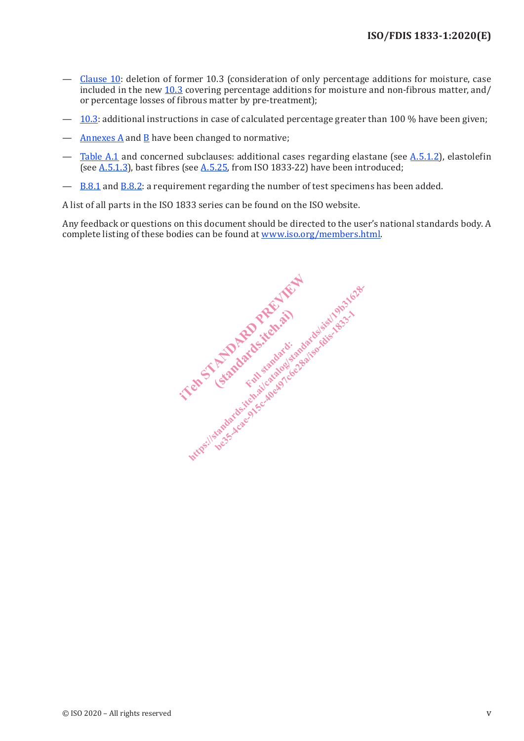- Clause 10: deletion of former 10.3 (consideration of only percentage additions for moisture, case included in the new 10.3 covering percentage additions for moisture and non-fibrous matter, and/or percentage losses of fibrous matter by pre-treatment);
- 10.3: additional instructions in case of calculated percentage greater than 100 % have been given;
- Annexes A and B have been changed to normative;
- Table A.1 and concerned subclauses: additional cases regarding elastane (see A.5.1.2), elastolefin (see A.5.1.3), bast fibres (see A.5.25, from ISO 1833-22) have been introduced;
- B.8.1 and B.8.2: a requirement regarding the number of test specimens has been added.

A list of all parts in the ISO 1833 series can be found on the ISO website.

Any feedback or questions on this document should be directed to the user's national standards body. A complete listing of these bodies can be found at www.iso.org/members.html.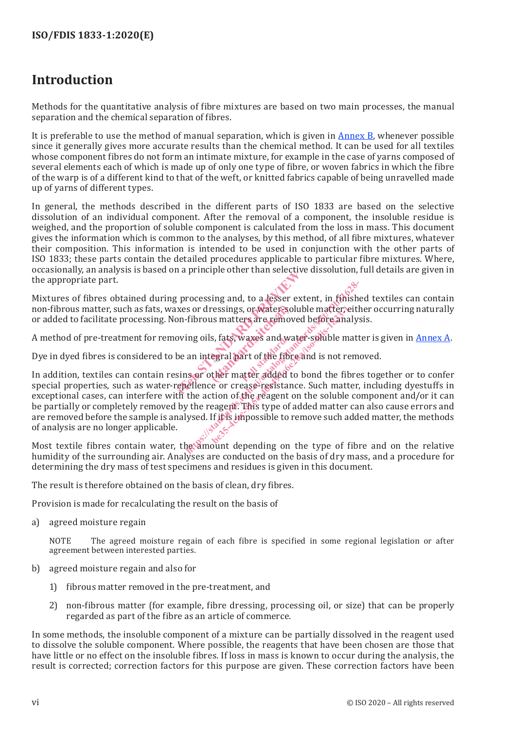# Introduction

Methods for the quantitative analysis of fibre mixtures are based on two main processes, the manual separation and the chemical separation of fibres.

It is preferable to use the method of manual separation, which is given in Annex B, whenever possible since it generally gives more accurate results than the chemical method. It can be used for all textiles whose component fibres do not form an intimate mixture, for example in the case of yarns composed of several elements each of which is made up of only one type of fibre, or woven fabrics in which the fibre of the warp is of a different kind to that of the weft, or knitted fabrics capable of being unravelled made up of yarns of different types.

In general, the methods described in the different parts of ISO 1833 are based on the selective dissolution of an individual component. After the removal of a component, the insoluble residue is weighed, and the proportion of soluble component is calculated from the loss in mass. This document gives the information which is common to the analyses, by this method, of all fibre mixtures, whatever their composition. This information is intended to be used in conjunction with the other parts of ISO 1833; these parts contain the detailed procedures applicable to particular fibre mixtures. Where, occasionally, an analysis is based on a principle other than selective dissolution, full details are given in the appropriate part.

Mixtures of fibres obtained during processing and, to a lesser extent, in finished textiles can contain non-fibrous matter, such as fats, waxes or dressings, or water-soluble matter, either occurring naturally or added to facilitate processing. Non-fibrous matters are removed before analysis.

A method of pre-treatment for removing oils, fats, waxes and water-soluble matter is given in Annex A.

Dye in dyed fibres is considered to be an integral part of the fibre and is not removed.

In addition, textiles can contain resins or other matter added to bond the fibres together or to confer special properties, such as water-repellence or crease-resistance. Such matter, including dyestuffs in exceptional cases, can interfere with the action of the reagent on the soluble component and/or it can be partially or completely removed by the reagent. This type of added matter can also cause errors and are removed before the sample is analysed. If it is impossible to remove such added matter, the methods of analysis are no longer applicable.

Most textile fibres contain water, the amount depending on the type of fibre and on the relative humidity of the surrounding air. Analyses are conducted on the basis of dry mass, and a procedure for determining the dry mass of test specimens and residues is given in this document.

The result is therefore obtained on the basis of clean, dry fibres.

Provision is made for recalculating the result on the basis of

a) agreed moisture regain

   NOTE The agreed moisture regain of each fibre is specified in some regional legislation or after agreement between interested parties.

b) agreed moisture regain and also for

   1) fibrous matter removed in the pre-treatment, and

   2) non-fibrous matter (for example, fibre dressing, processing oil, or size) that can be properly regarded as part of the fibre as an article of commerce.

In some methods, the insoluble component of a mixture can be partially dissolved in the reagent used to dissolve the soluble component. Where possible, the reagents that have been chosen are those that have little or no effect on the insoluble fibres. If loss in mass is known to occur during the analysis, the result is corrected; correction factors for this purpose are given. These correction factors have been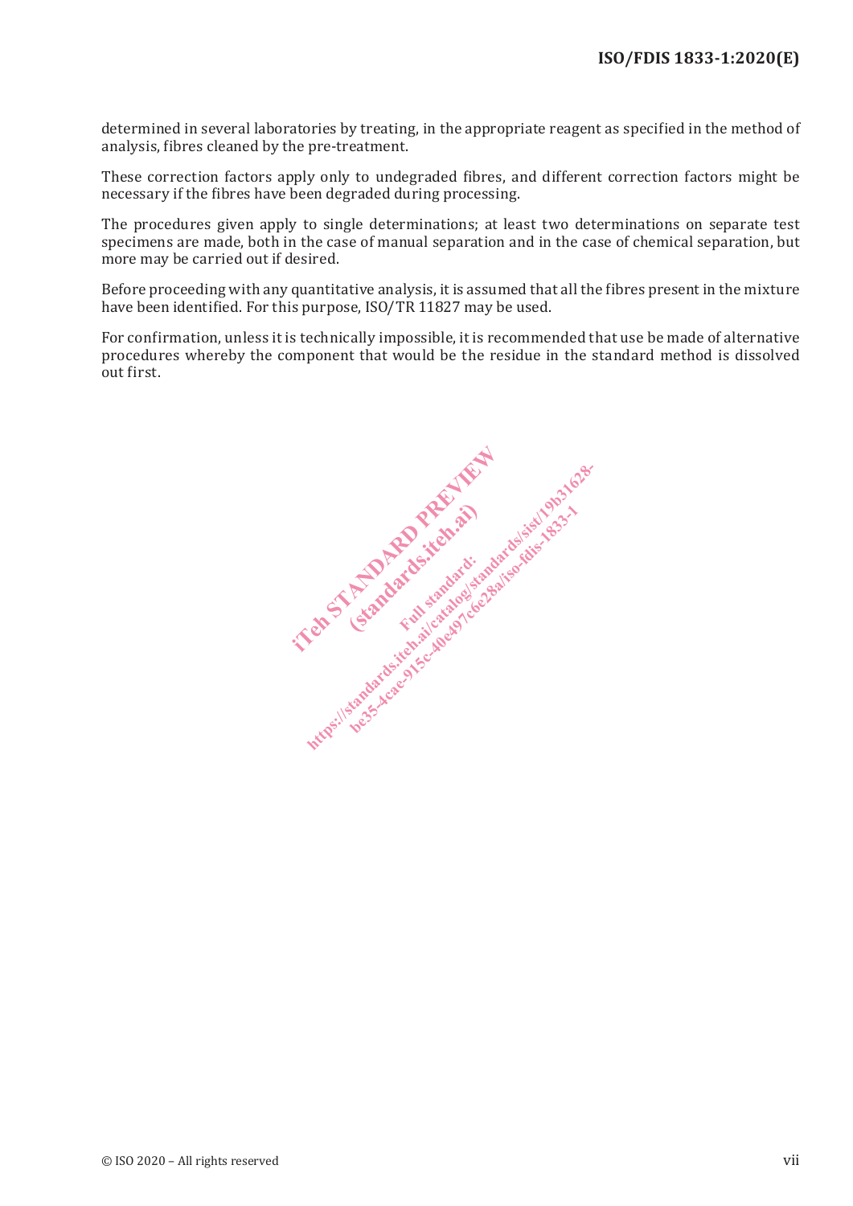determined in several laboratories by treating, in the appropriate reagent as specified in the method of analysis, fibres cleaned by the pre-treatment.

These correction factors apply only to undegraded fibres, and different correction factors might be necessary if the fibres have been degraded during processing.

The procedures given apply to single determinations; at least two determinations on separate test specimens are made, both in the case of manual separation and in the case of chemical separation, but more may be carried out if desired.

Before proceeding with any quantitative analysis, it is assumed that all the fibres present in the mixture have been identified. For this purpose, ISO/TR 11827 may be used.

For confirmation, unless it is technically impossible, it is recommended that use be made of alternative procedures whereby the component that would be the residue in the standard method is dissolved out first.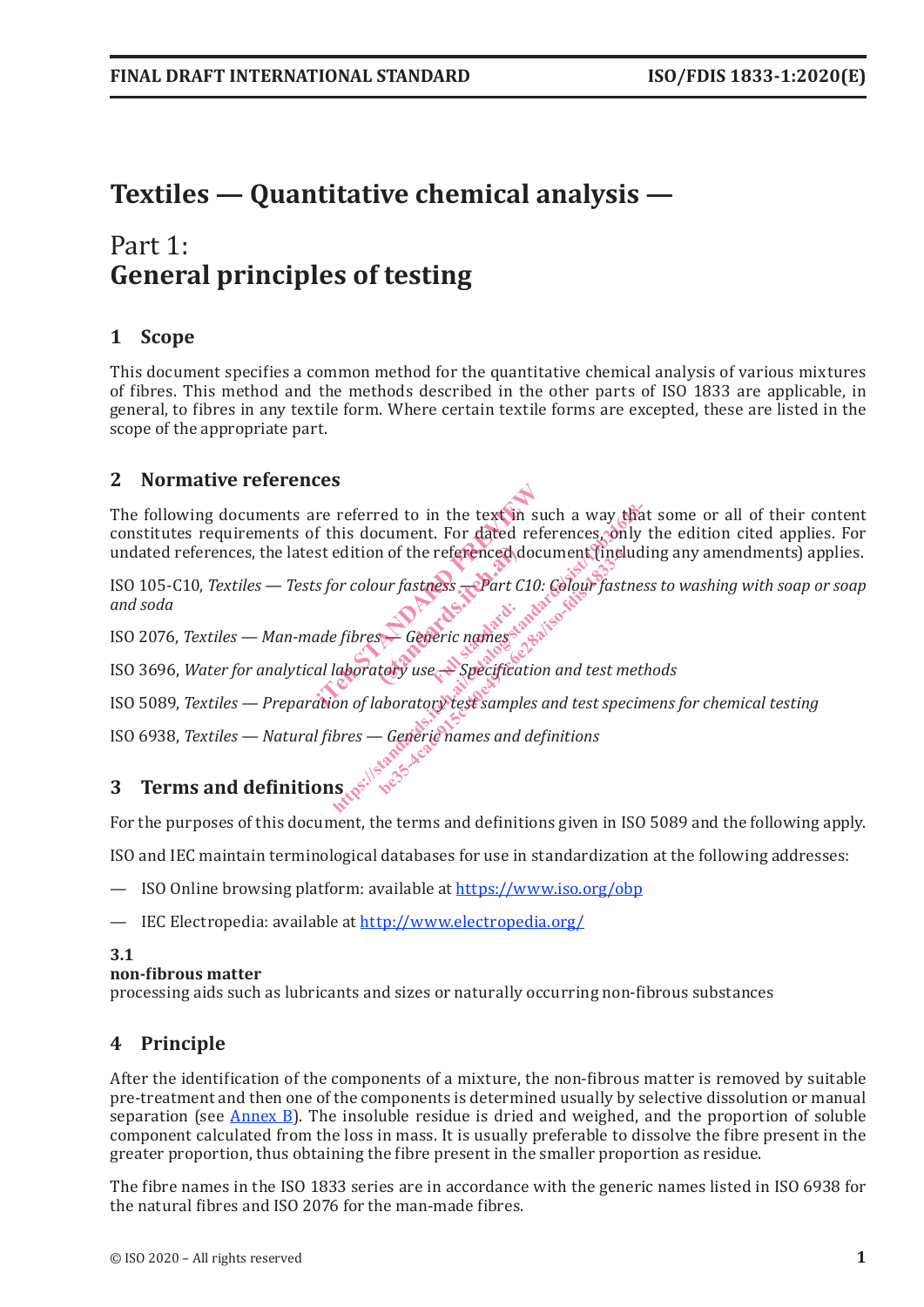# Textiles — Quantitative chemical analysis —

## Part 1: General principles of testing

## 1 Scope

This document specifies a common method for the quantitative chemical analysis of various mixtures of fibres. This method and the methods described in the other parts of ISO 1833 are applicable, in general, to fibres in any textile form. Where certain textile forms are excepted, these are listed in the scope of the appropriate part.

## 2 Normative references

The following documents are referred to in the text in such a way that some or all of their content constitutes requirements of this document. For dated references, only the edition cited applies. For undated references, the latest edition of the referenced document (including any amendments) applies.

ISO 105-C10, *Textiles — Tests for colour fastness — Part C10: Colour fastness to washing with soap or soap and soda*

ISO 2076, *Textiles — Man-made fibres — Generic names*

ISO 3696, *Water for analytical laboratory use — Specification and test methods*

ISO 5089, *Textiles — Preparation of laboratory test samples and test specimens for chemical testing*

ISO 6938, *Textiles — Natural fibres — Generic names and definitions*

## 3 Terms and definitions

For the purposes of this document, the terms and definitions given in ISO 5089 and the following apply.

ISO and IEC maintain terminological databases for use in standardization at the following addresses:

— ISO Online browsing platform: available at https://www.iso.org/obp

— IEC Electropedia: available at http://www.electropedia.org/

**3.1**
**non-fibrous matter**
processing aids such as lubricants and sizes or naturally occurring non-fibrous substances

## 4 Principle

After the identification of the components of a mixture, the non-fibrous matter is removed by suitable pre-treatment and then one of the components is determined usually by selective dissolution or manual separation (see Annex B). The insoluble residue is dried and weighed, and the proportion of soluble component calculated from the loss in mass. It is usually preferable to dissolve the fibre present in the greater proportion, thus obtaining the fibre present in the smaller proportion as residue.

The fibre names in the ISO 1833 series are in accordance with the generic names listed in ISO 6938 for the natural fibres and ISO 2076 for the man-made fibres.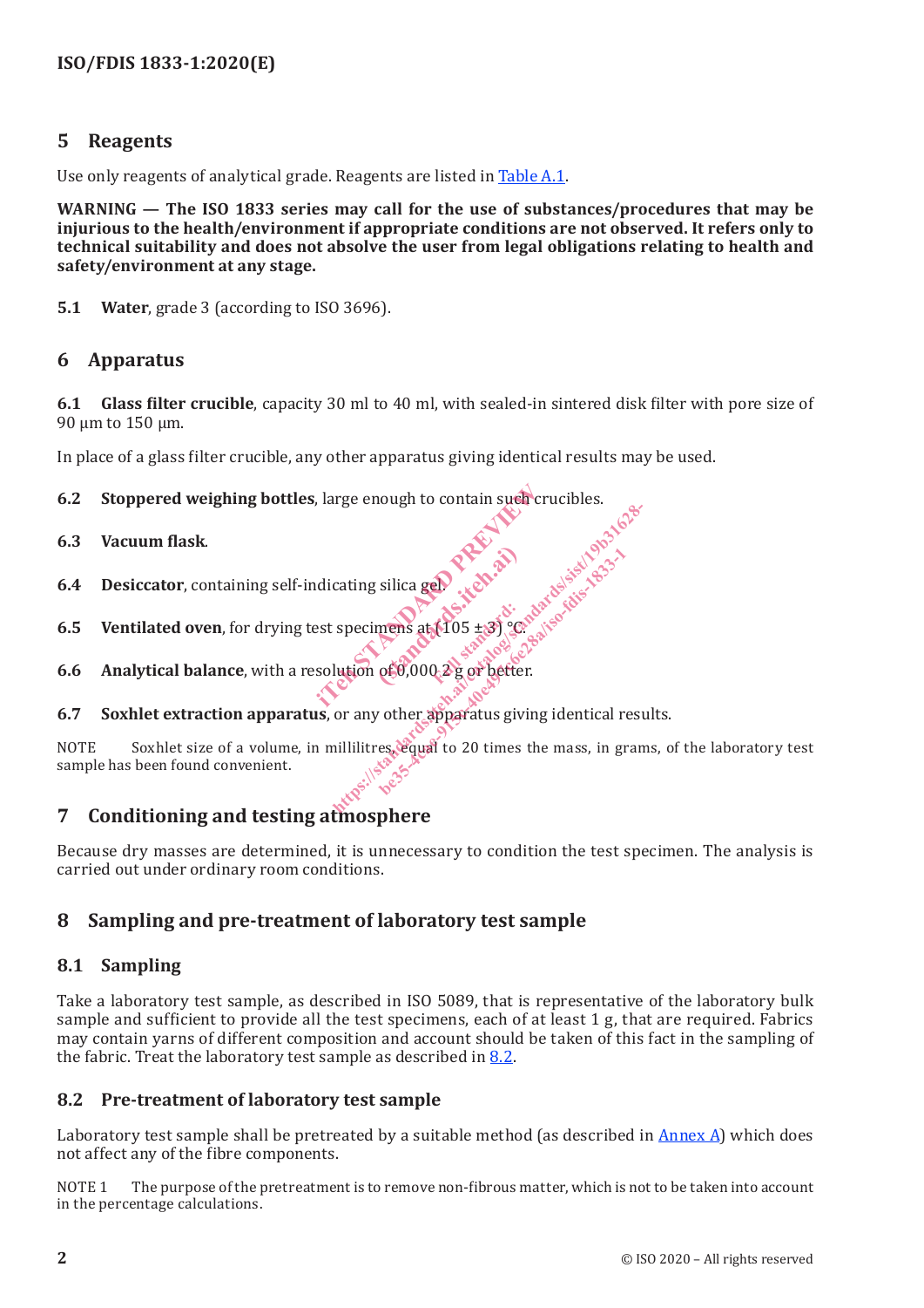## 5 Reagents

Use only reagents of analytical grade. Reagents are listed in Table A.1.

**WARNING — The ISO 1833 series may call for the use of substances/procedures that may be injurious to the health/environment if appropriate conditions are not observed. It refers only to technical suitability and does not absolve the user from legal obligations relating to health and safety/environment at any stage.**

**5.1 Water**, grade 3 (according to ISO 3696).

## 6 Apparatus

**6.1 Glass filter crucible**, capacity 30 ml to 40 ml, with sealed-in sintered disk filter with pore size of 90 µm to 150 µm.

In place of a glass filter crucible, any other apparatus giving identical results may be used.

**6.2 Stoppered weighing bottles**, large enough to contain such crucibles.

**6.3 Vacuum flask**.

**6.4 Desiccator**, containing self-indicating silica gel.

**6.5 Ventilated oven**, for drying test specimens at (105 ± 3) °C.

**6.6 Analytical balance**, with a resolution of 0,000 2 g or better.

**6.7 Soxhlet extraction apparatus**, or any other apparatus giving identical results.

NOTE Soxhlet size of a volume, in millilitres, equal to 20 times the mass, in grams, of the laboratory test sample has been found convenient.

## 7 Conditioning and testing atmosphere

Because dry masses are determined, it is unnecessary to condition the test specimen. The analysis is carried out under ordinary room conditions.

## 8 Sampling and pre-treatment of laboratory test sample

### 8.1 Sampling

Take a laboratory test sample, as described in ISO 5089, that is representative of the laboratory bulk sample and sufficient to provide all the test specimens, each of at least 1 g, that are required. Fabrics may contain yarns of different composition and account should be taken of this fact in the sampling of the fabric. Treat the laboratory test sample as described in 8.2.

### 8.2 Pre-treatment of laboratory test sample

Laboratory test sample shall be pretreated by a suitable method (as described in Annex A) which does not affect any of the fibre components.

NOTE 1 The purpose of the pretreatment is to remove non-fibrous matter, which is not to be taken into account in the percentage calculations.